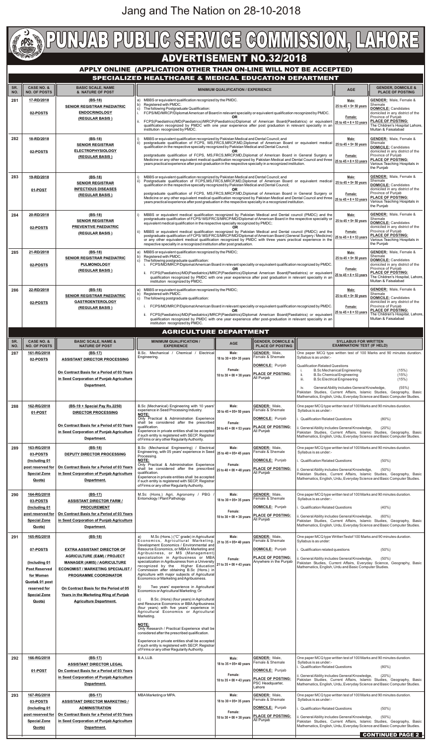Jang and The Nation on 28-10-2018

# PUNJAB PUBLIC SERVICE COMMISSION, LAHORE

## ADVERTISEMENT NO.32/2018

### APPLY ONLINE (APPLICATION OTHER THAN ON-LINE WILL NOT BE ACCEPTED)

### SPECIALIZED HEALTHCARE & MEDICAL EDUCATION DEPARTMENT

| SR. NO. | CASE NO. & NO. OF POSTS | BASIC SCALE, NAME & NATURE OF POST | MINIMUM QUALIFICATION / EXPERIENCE | AGE | GENDER, DOMICILE & PLACE OF POSTING |
|---|---|---|---|---|---|
| 281 | 17-RD/2018 02-POSTS | (BS-18) SENIOR REGISTRAR PAEDIATRIC ENDOCRINOLOGY (REGULAR BASIS) | a) MBBS or equivalent qualification recognized by the PMDC. b) Registered with PMDC. c) The following Postgraduate Qualification: i. FCPS/MD/MRCP/Diplomat American of Board in relevant speciality or equivalent qualification recognized by PMDC. OR ii. FCPS(Paediatrics)/MD(Paediatrics)/MRCP(Paediatrics)/Diplomat of American Board(Paediatrics) or equivalent qualification recognized by PMDC with one year experience after post graduation in relevant speciality in an institution recognized by PMDC. | Male: 25 to 45 + 5= 50 years Female: 25 to 45 + 8 = 53 years | GENDER: Male, Female & Shemale DOMICILE: Candidates domiciled in any district of the Province of Punjab PLACE OF POSTING: The Children's Hospital Lahore, Multan & Faisalabad |
| 282 | 18-RD/2018 02-POSTS | (BS-18) SENIOR REGISTRAR ELECTROPHYSIOLOGY (REGULAR BASIS ) | i) MBBS or equivalent qualification recognized by Pakistan Medical and Dental Council; and ii) postgraduate qualification of FCPS, MS,FRCS,MRCP,MD,Diplomat of American Board or equivalent medical qualification in the respective speciality recognized by Pakistan Medical and Dental Council; OR postgraduate qualification of FCPS, MS,FRCS,MRCP,MD,Diplomat of American Board in General Surgey or Medicine or any other equivalent medical qualification recognized by Pakistan Medical and Dental Council and three years practical experience after post-graduation in the respective specialty in a recognized institution. | Male: 25 to 45 + 5= 50 years Female: 25 to 45 + 8 = 53 years | GENDER: Male, Female & Shemale DOMICILE: Candidates domiciled in any district of the Province of Punjab PLACE OF POSTING: Various Teaching Hospitals in the Punjab |
| 283 | 19-RD/2018 01-POST | (BS-18) SENIOR REGISTRAR INFECTIOUS DISEASES (REGULAR BASIS) | i) MBBS or equivalent qualification recognized by Pakistan Medical and Dental Council; and ii) Postgraduate qualification of FCPS, MS,FRCS,MRCP,MD,Diplomat of American Board or equivalent medical qualification in the respective specialty recognized by Pakistan Medical and Dental Council; OR postgraduate qualification of FCPS, MS,FRCS,MRCP,MD,Diplomat of American Board in General Surgey or Medicine or any other equivalent medical qualification recognized by Pakistan Medical and Dental Council and three years practical experience after post graduation in the respective speciality in a recognized institution. | Male: 25 to 45 + 5= 50 years Female: 25 to 45 + 8 = 53 years | GENDER: Male, Female & Shemale DOMICILE: Candidates domiciled in any district of the Province of Punjab PLACE OF POSTING: Various Teaching Hospitals in the Punjab |
| 284 | 20-RD/2018 02-POSTS | (BS-18) SENIOR REGISTRAR PREVENTIVE PAEDIATRIC (REGULAR BASIS) | i) MBBS or equivalent medical qualification recognized by Pakistan Medical and Dental council (PMDC) and the postgraduate qualification of FCPS/ MS/FRCS/MRCP/MD/Diplomat of American Board in the respective speciality or equivalent medical qualification in the respective specialty recognized by PMDC; OR ii) MBBS or equivalent medical qualification recognized by Pakistan Medical and Dental Council (PMDC) and the postgraduate qualification of FCPS/ MS/FRCS/MRCP/MD/Diplomat of American Board (General Surgery / Medicine) or any other equivalent medical qualification recognized by PMDC with three years practical experience in the respective speciality in a recognized institution after post graduation. | Male: 25 to 45 + 5= 50 years Female: 25 to 45 + 8 = 53 years | GENDER: Male, Female & Shemale DOMICILE: Candidates domiciled in any district of the Province of Punjab PLACE OF POSTING: Various Teaching Hospitals in the Punjab |
| 285 | 21-RD/2018 02-POSTS | (BS-18) SENIOR REGISTRAR PAEDIATRIC PULMONOLOGY (REGULAR BASIS) | a) MBBS or equivalent qualification recognized by the PMDC; b) Registered with PMDC. c) The following postgraduate qualification: i. FCPS/MD/MRCP/Diplomat American Board in relevant speciality or equivalent qualification recognized by PMDC. OR ii. FCPS(Paediatrics)/MD(Paediatrics)/MRCP(Paediatrics)/Diplomat American Board(Paediatrics) or equivalent qualification recognized by PMDC with one year experience after post graduation in relevant speciality in an institution recognized by PMDC. | Male: 25 to 45 + 5= 50 years Female: 25 to 45 + 8 = 53 years | GENDER: Male, Female & Shemale DOMICILE: Candidates domiciled in any district of the Province of Punjab PLACE OF POSTING: The Children's Hospital, Lahore, Multan & Faisalabad |
| 286 | 22-RD/2018 02-POSTS | (BS-18) SENIOR REGISTRAR PAEDIATRIC GASTROENTEROLOGY (REGULAR BASIS) | a) MBBS or equivalent qualification recognized by the PMDC; b) Registered with PMDC. c) The following postgraduate qualification: i. FCPS/MD/MRCP/Diplomat American Board in relevant speciality or equivalent qualification recognized by PMDC. OR ii. FCPS(Paediatrics)/MD(Paediatrics)/MRCP(Paediatrics)/Diplomat American Board(Paediatrics) or equivalent qualification recognized by PMDC with one year experience after post-graduation in relevant speciality in an institution recognized by PMDC. | Male: 25 to 45 + 5= 50 years Female: 25 to 45 + 8 = 53 years | GENDER: Male, Female & Shemale DOMICILE: Candidates domiciled in any district of the Province of Punjab PLACE OF POSTING: The Children's Hospital, Lahore, Multan & Faisalabad |

### AGRICULTURE DEPARTMENT

| SR. NO. | CASE NO. & NO. OF POSTS | BASIC SCALE, NAME & NATURE OF POST | MINIMUM QUALIFICATION / EXPERIENCE | AGE | GENDER, DOMICILE & PLACE OF POSTING | SYLLABUS FOR WRITTEN EXAMINATION/ TEST (IF HELD) |
|---|---|---|---|---|---|---|
| 287 | 161-RG/2018 02-POSTS | (BS-17) ASSISTANT DIRECTOR PROCESSING On Contract Basis for a Period of 03 Years in Seed Corporation of Punjab Agriculture Department. | B.Sc. Mechanical / Chemical / Electrical Engineering. | Male: 18 to 30 + 05= 35 years Female: 18 to 30 + 08 = 38 years | GENDER: Male, Female & Shemale DOMICILE: Punjab PLACE OF POSTING: All Punjab | One paper MCQ type written test of 100 Marks and 90 minutes duration. Syllabus is as under:- Qualification Related Questions i. B.Sc Mechanical Engineering (15%) ii. B.Sc Chemical Engineering (15%) iii. B.Sc Electrical Engineering (15%) iv. General Ability includes General Knowledge, (55%) Pakistan Studies, Current Affairs, Islamic Studies, Geography, Basic Mathematics, English, Urdu, Everyday Science and Basic Computer Studies. |
| 288 | 162-RG/2018 01-POST | (BS-19 + Special Pay Rs.2250) DIRECTOR PROCESSING On Contract Basis for a Period of 03 Years in Seed Corporation of Punjab Agriculture Department. | B.Sc (Mechanical) Engineering with 10 years' experience in Seed Processing Industry. NOTE: Only Practical & Administration Experience shall be considered after the prescribed qualification. Experience in private entities shall be accepted if such entity is registered with SECP, Registrar of Firms or any other Regularity Authority. | Male: 30 to 45 + 05= 50 years Female: 30 to 45 + 08 = 53 years | GENDER: Male, Female & Shemale DOMICILE: Punjab PLACE OF POSTING: All Punjab | One paper MCQ type written test of 100 Marks and 90 minutes duration. Syllabus is as under:- i. Qualification Related Questions (80%) ii. General Ability includes General Knowledge, (20%) Pakistan Studies, Current Affairs, Islamic Studies, Geography, Basic Mathematics, English, Urdu, Everyday Science and Basic Computer Studies. |
| 289 | 163-RG/2018 03-POSTS (Including 01 post reserved for Special Zone Quota) | (BS-18) DEPUTY DIRECTOR PROCESSING On Contract Basis for a Period of 03 Years in Seed Corporation of Punjab Agriculture Department. | B.Sc (Mechanical Engineering) / Electrical Engineering, with 05 years' experience in Seed Processing. NOTE: Only Practical & Administration Experience shall be considered after the prescribed qualification. Experience in private entities shall be accepted if such entity is registered with SECP, Registrar of Firms or any other Regularity Authority. | Male: 25 to 40 + 05= 45 years Female: 25 to 40 + 08 = 48 years | GENDER: Male, Female & Shemale DOMICILE: Punjab PLACE OF POSTING: All Punjab | One paper MCQ type written test of 100 Marks and 90 minutes duration. Syllabus is as under:- i. Qualification Related Questions (50%) ii. General Ability includes General Knowledge, (50%) Pakistan Studies, Current Affairs, Islamic Studies, Geography, Basic Mathematics, English, Urdu, Everyday Science and Basic Computer Studies. |
| 290 | 164-RG/2018 03-POSTS (Including 01 post reserved for Special Zone Quota) | (BS-17) ASSISTANT DIRECTOR FARM / PROCUREMENT On Contract Basis for a Period of 03 Years in Seed Corporation of Punjab Agriculture Department. | M.Sc (Hons.) Agri, Agronomy / PBG / Entomology / Plant Pathology. | Male: 18 to 30 + 05= 35 years Female: 18 to 30 + 08 = 38 years | GENDER: Male, Female & Shemale DOMICILE: Punjab PLACE OF POSTING: All Punjab | One paper MCQ type written test of 100 Marks and 90 minutes duration. Syllabus is as under:- i. Qualification Related Questions (40%) ii. General Ability includes General Knowledge, (60%) Pakistan Studies, Current Affairs, Islamic Studies, Geography, Basic Mathematics, English, Urdu, Everyday Science and Basic Computer Studies. |
| 291 | 165-RG/2018 07-POSTS (Including 01 Post Reserved for Women Quota& 01 post reserved for Special Zone Quota) | (BS-18) EXTRA ASSISTANT DIRECTOR OF AGRICULTURE (E&M) / PROJECT MANAGER (AMIS) / AGRICULTURE ECONOMIST / MARKETING SPECIALIST / PROGRAMME COORDINATOR On Contract Basis for the Period of 05 Years in the Marketing Wing of Punjab Agriculture Department. | a) M.Sc (Hons.) ("C" grade) in Agricultural Economics, Agricultural Marketing, Development Economics / Environmental and Resource Economics, or MBA in Marketing and Agribusiness, or MS (Management) specialization in Agribusiness or MBA specialization in Agribusiness from a University recognized by the Higher Education Commission after obtaining B.Sc (Hons.) in Agriculture with major subjects of Agricultural Economics or Marketing and Agribusiness. b) Two years' experience in Agricultural Economics or Agricultural Marketing; Or c) B.Sc. (Hons) (four years) in Agricultural and Resource Economics or BBA Agribusiness (four years) with five years' experience in Agricultural Economics or Agricultural Marketing. NOTE: Only Research / Practical Experience shall be considered after the prescribed qualification. Experience in private entities shall be accepted if such entity is registered with SECP, Registrar of Firms or any other Regularity Authority. | Male: 21 to 35 + 05= 40 years Female: 21 to 35 + 08 = 43 years | GENDER: Male, Female & Shemale DOMICILE: Punjab PLACE OF POSTING: Anywhere in the Punjab | One paper MCQ type Written Testof 100 Marks and 90 minutes duration. Syllabus is as under: i. Qualification related questions (50%) ii. General Ability includes General Knowledge, (50%) Pakistan Studies, Current Affairs, Everyday Science, Geography, Basic Mathematics, English, Urdu and Basic Computer Studies. |
| 292 | 166-RG/2018 01-POST | (BS-17) ASSISTANT DIRECTOR LEGAL On Contract Basis for a Period of 03 Years in Seed Corporation of Punjab Agriculture Department. | B.A, LLB. | Male: 18 to 35 + 05= 40 years Female: 18 to 35 + 08 = 43 years | GENDER: Male, Female & Shemale DOMICILE: Punjab PLACE OF POSTING: PSC Headquarter, Lahore | One paper MCQ type written test of 100 Marks and 90 minutes duration. Syllabus is as under:- i. Qualification Related Questions (80%) ii. General Ability includes General Knowledge, (20%) Pakistan Studies, Current Affairs, Islamic Studies, Geography, Basic Mathematics, English, Urdu, Everyday Science and Basic Computer Studies. |
| 293 | 167-RG/2018 03-POSTS (Including 01 post reserved for Special Zone Quota) | (BS-17) ASSISTANT DIRECTOR MARKETING / ADMINISTRATION On Contract Basis for a Period of 03 Years in Seed Corporation of Punjab Agriculture Department. | MBA Marketing or MPA. | Male: 18 to 30 + 05= 35 years Female: 18 to 30 + 08 = 38 years | GENDER: Male, Female & Shemale DOMICILE: Punjab PLACE OF POSTING: All Punjab | One paper MCQ type written test of 100 Marks and 90 minutes duration. Syllabus is as under:- i. Qualification Related Questions (50%) ii. General Ability includes General Knowledge, (50%) Pakistan Studies, Current Affairs, Islamic Studies, Geography, Basic Mathematics, English, Urdu, Everyday Science and Basic Computer Studies. |

CONTINUED PAGE 2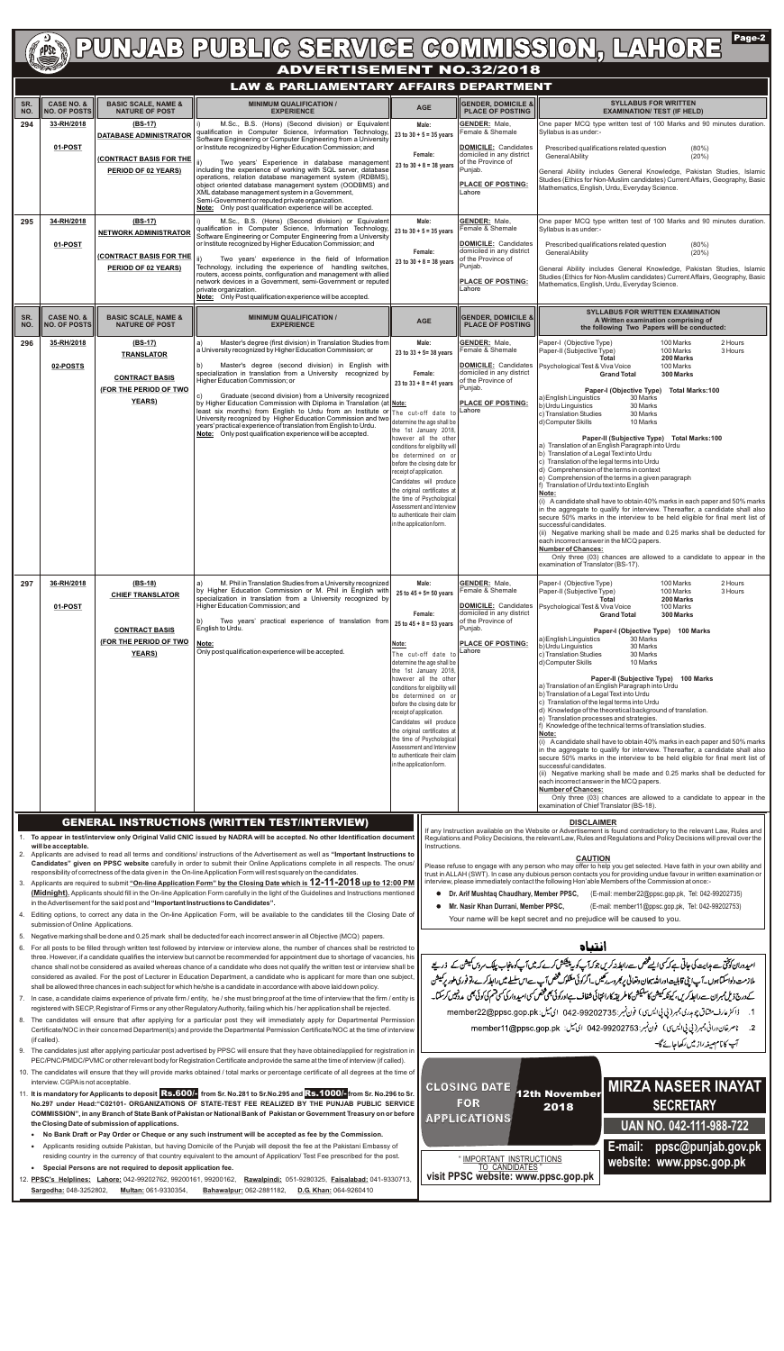# PUNJAB PUBLIC SERVICE COMMISSION, LAHORE

## ADVERTISEMENT NO.32/2018

### LAW & PARLIAMENTARY AFFAIRS DEPARTMENT

| SR. NO. | CASE NO. & NO. OF POSTS | BASIC SCALE, NAME & NATURE OF POST | MINIMUM QUALIFICATION / EXPERIENCE | AGE | GENDER, DOMICILE & PLACE OF POSTING | SYLLABUS FOR WRITTEN EXAMINATION/ TEST (IF HELD) |
|---|---|---|---|---|---|---|
| 294 | 33-RH/2018<br><br>01-POST | (BS-17)<br>DATABASE ADMINISTRATOR<br><br>(CONTRACT BASIS FOR THE PERIOD OF 02 YEARS) | i) M.Sc., B.S. (Hons) (Second division) or Equivalent qualification in Computer Science, Information Technology, Software Engineering or Computer Engineering from a University or Institute recognized by Higher Education Commission; and<br>ii) Two years' Experience in database management including the experience of working with SQL server, database operations, relation database management system (RDBMS), object oriented database management system (OODBMS) and XML database management system in a Government, Semi-Government or reputed private organization.<br>Note: Only post qualification experience will be accepted. | Male:<br>23 to 30 + 5 = 35 years<br><br>Female:<br>23 to 30 + 8 = 38 years | GENDER: Male, Female & Shemale<br><br>DOMICILE: Candidates domiciled in any district of the Province of Punjab.<br><br>PLACE OF POSTING: Lahore | One paper MCQ type written test of 100 Marks and 90 minutes duration. Syllabus is as under:-<br><br>Prescribed qualifications related question (80%)<br>General Ability (20%)<br><br>General Ability includes General Knowledge, Pakistan Studies, Islamic Studies (Ethics for Non-Muslim candidates) Current Affairs, Geography, Basic Mathematics, English, Urdu, Everyday Science. |
| 295 | 34-RH/2018<br><br>01-POST | (BS-17)<br>NETWORK ADMINISTRATOR<br><br>(CONTRACT BASIS FOR THE PERIOD OF 02 YEARS) | i) M.Sc., B.S. (Hons) (Second division) or Equivalent qualification in Computer Science, Information Technology, Software Engineering or Computer Engineering from a University or Institute recognized by Higher Education Commission; and<br>ii) Two years' experience in the field of Information Technology, including the experience of handling switches, routers, access points, configuration and management with allied network devices in a Government, semi-Government or reputed private organization.<br>Note: Only Post qualification experience will be accepted. | Male:<br>23 to 30 + 5 = 35 years<br><br>Female:<br>23 to 30 + 8 = 38 years | GENDER: Male, Female & Shemale<br><br>DOMICILE: Candidates domiciled in any district of the Province of Punjab.<br><br>PLACE OF POSTING: Lahore | One paper MCQ type written test of 100 Marks and 90 minutes duration. Syllabus is as under:-<br><br>Prescribed qualifications related question (80%)<br>General Ability (20%)<br><br>General Ability includes General Knowledge, Pakistan Studies, Islamic Studies (Ethics for Non-Muslim candidates) Current Affairs, Geography, Basic Mathematics, English, Urdu, Everyday Science. |

| SR. NO. | CASE NO. & NO. OF POSTS | BASIC SCALE, NAME & NATURE OF POST | MINIMUM QUALIFICATION / EXPERIENCE | AGE | GENDER, DOMICILE & PLACE OF POSTING | SYLLABUS FOR WRITTEN EXAMINATION A Written examination comprising of the following Two Papers will be conducted: |
|---|---|---|---|---|---|---|
| 296 | 35-RH/2018<br><br>02-POSTS | (BS-17)<br>TRANSLATOR<br><br>CONTRACT BASIS (FOR THE PERIOD OF TWO YEARS) | a) Master's degree (first division) in Translation Studies from a University recognized by Higher Education Commission; or<br>b) Master's degree (second division) in English with specialization in translation from a University recognized by Higher Education Commission; or<br>c) Graduate (second division) from a University recognized by Higher Education Commission with Diploma in Translation (at least six months) from English to Urdu from an Institute or University recognized by Higher Education Commission and two years' practical experience of translation from English to Urdu.<br>Note: Only post qualification experience will be accepted. | Male:<br>23 to 30 + 5= 38 years<br><br>Female:<br>23 to 30 + 8 = 41 years<br><br>Note:<br>The cut-off date to determine the age shall be the 1st January 2018, however all the other conditions for eligibility will be determined on or before the closing date for receipt of application. Candidates will produce the original certificates at the time of Psychological Assessment and Interview to authenticate their claim in the application form. | GENDER: Male, Female & Shemale<br><br>DOMICILE: Candidates domiciled in any district of the Province of Punjab.<br><br>PLACE OF POSTING: Lahore | Paper-I (Objective Type) 100 Marks 2 Hours<br>Paper-II (Subjective Type) 100 Marks 3 Hours<br>Total 200 Marks<br>Psychological Test & Viva Voice 100 Marks<br>Grand Total 300 Marks<br><br>**Paper-I (Objective Type) Total Marks:100**<br>a) English Linguistics 30 Marks<br>b) Urdu Linguistics 30 Marks<br>c) Translation Studies 30 Marks<br>d) Computer Skills 10 Marks<br><br>**Paper-II (Subjective Type) Total Marks:100**<br>a) Translation of an English Paragraph into Urdu<br>b) Translation of a Legal Text into Urdu<br>c) Translation of the legal terms into Urdu<br>d) Comprehension of the terms in context<br>e) Comprehension of the terms in a given paragraph<br>f) Translation of Urdu text into English<br>Note:<br>(i) A candidate shall have to obtain 40% marks in each paper and 50% marks in the aggregate to qualify for interview. Thereafter, a candidate shall also secure 50% marks in the interview to be held eligible for final merit list of successful candidates.<br>(ii) Negative marking shall be made and 0.25 marks shall be deducted for each incorrect answer in the MCQ papers.<br>Number of Chances:<br>Only three (03) chances are allowed to a candidate to appear in the examination of Translator (BS-17). |
| 297 | 36-RH/2018<br><br>01-POST | (BS-18)<br>CHIEF TRANSLATOR<br><br>CONTRACT BASIS (FOR THE PERIOD OF TWO YEARS) | a) M. Phil in Translation Studies from a University recognized by Higher Education Commission or M. Phil in English with specialization in translation from a University recognized by Higher Education Commission; and<br>b) Two years' practical experience of translation from English to Urdu.<br>Note:<br>Only post qualification experience will be accepted. | Male:<br>25 to 45 + 5= 50 years<br><br>Female:<br>25 to 45 + 8 = 53 years<br><br>Note:<br>The cut-off date to determine the age shall be the 1st January 2018, however all the other conditions for eligibility will be determined on or before the closing date for receipt of application. Candidates will produce the original certificates at the time of Psychological Assessment and Interview to authenticate their claim in the application form. | GENDER: Male, Female & Shemale<br><br>DOMICILE: Candidates domiciled in any district of the Province of Punjab.<br><br>PLACE OF POSTING: Lahore | Paper-I (Objective Type) 100 Marks 2 Hours<br>Paper-II (Subjective Type) 100 Marks 3 Hours<br>Total 200 Marks<br>Psychological Test & Viva Voice 100 Marks<br>Grand Total 300 Marks<br><br>**Paper-I (Objective Type) 100 Marks**<br>a) English Linguistics 30 Marks<br>b) Urdu Linguistics 30 Marks<br>c) Translation Studies 30 Marks<br>d) Computer Skills 10 Marks<br><br>**Paper-II (Subjective Type) 100 Marks**<br>a) Translation of an English Paragraph into Urdu<br>b) Translation of a Legal Text into Urdu<br>c) Translation of the legal terms into Urdu<br>d) Knowledge of the theoretical background of translation.<br>e) Translation processes and strategies.<br>f) Knowledge of the technical terms of translation studies.<br>Note:<br>(i) A candidate shall have to obtain 40% marks in each paper and 50% marks in the aggregate to qualify for interview. Thereafter, a candidate shall also secure 50% marks in the interview to be held eligible for final merit list of successful candidates.<br>(ii) Negative marking shall be made and 0.25 marks shall be deducted for each incorrect answer in the MCQ papers.<br>Number of Chances:<br>Only three (03) chances are allowed to a candidate to appear in the examination of Chief Translator (BS-18). |

## GENERAL INSTRUCTIONS (WRITTEN TEST/INTERVIEW)

1. **To appear in test/interview only Original Valid CNIC issued by NADRA will be accepted. No other Identification document will be acceptable.**
2. Applicants are advised to read all terms and conditions/ instructions of the Advertisement as well as **"Important Instructions to Candidates" given on PPSC website** carefully in order to submit their Online Applications complete in all respects. The onus/ responsibility of correctness of the data given in the On-line Application Form will rest squarely on the candidates.
3. Applicants are required to submit **"On-line Application Form" by the Closing Date which is 12-11-2018 up to 12:00 PM (Midnight).** Applicants should fill in the On-line Application Form carefully in the light of the Guidelines and Instructions mentioned in the Advertisement for the said post and **"Important Instructions to Candidates".**
4. Editing options, to correct any data in the On-line Application Form, will be available to the candidates till the Closing Date of submission of Online Applications.
5. Negative marking shall be done and 0.25 mark shall be deducted for each incorrect answer in all Objective (MCQ) papers.
6. For all posts to be filled through written test followed by interview or interview alone, the number of chances shall be restricted to three. However, if a candidate qualifies the interview but cannot be recommended for appointment due to shortage of vacancies, his chance shall not be considered as availed whereas chance of a candidate who does not qualify the written test or interview shall be considered as availed. For the post of Lecturer in Education Department, a candidate who is applicant for more than one subject, shall be allowed three chances in each subject for which he/she is a candidate in accordance with above laid down policy.
7. In case, a candidate claims experience of private firm / entity, he / she must bring proof at the time of interview that the firm / entity is registered with SECP, Registrar of Firms or any other Regulatory Authority, failing which his / her application shall be rejected.
8. The candidates will ensure that after applying for a particular post they will immediately apply for Departmental Permission Certificate/NOC in their concerned Department(s) and provide the Departmental Permission Certificate/NOC at the time of interview (if called).
9. The candidates just after applying particular post advertised by PPSC will ensure that they have obtained/applied for registration in PEC/PNC/PMDC/PVMC or other relevant body for Registration Certificate and provide the same at the time of interview (if called).
10. The candidates will ensure that they will provide marks obtained / total marks or percentage certificate of all degrees at the time of interview. CGPAs not acceptable.
11. **It is mandatory for Applicants to deposit Rs.600/- from Sr. No.281 to Sr.No.295 and Rs.1000/- from Sr. No.296 to Sr. No.297 under Head:"C02101- ORGANIZATIONS OF STATE-TEST FEE REALIZED BY THE PUNJAB PUBLIC SERVICE COMMISSION", in any Branch of State Bank of Pakistan or National Bank of Pakistan or Government Treasury on or before the Closing Date of submission of applications.**
    - **No Bank Draft or Pay Order or Cheque or any such instrument will be accepted as fee by the Commission.**
    - Applicants residing outside Pakistan, but having Domicile of the Punjab will deposit the fee at the Pakistani Embassy of residing country in the currency of that country equivalent to the amount of Application/ Test Fee prescribed for the post.
    - **Special Persons are not required to deposit application fee.**
12. **PPSC's Helplines:** **Lahore:** 042-99202762, 99200161, 99200162, **Rawalpindi:** 051-9280325, **Faisalabad:** 041-9330713, **Sargodha:** 048-3252802, **Multan:** 061-9330354, **Bahawalpur:** 062-2881182, **D.G. Khan:** 064-9260410

### DISCLAIMER

If any Instruction available on the Website or Advertisement is found contradictory to the relevant Law, Rules and Regulations and Policy Decisions, the relevant Law, Rules and Regulations and Policy Decisions will prevail over the Instructions.

### CAUTION

Please refuse to engage with any person who may offer to help you get selected. Have faith in your own ability and trust in ALLAH (SWT). In case any dubious person contacts you for providing undue favour in written examination or interview, please immediately contact the following Hon'able Members of the Commission at once:-

- **Dr. Arif Mushtaq Chaudhary, Member PPSC,** (E-mail: member22@ppsc.gop.pk, Tel: 042-99202735)
- **Mr. Nasir Khan Durrani, Member PPSC,** (E-mail: member11@ppsc.gop.pk, Tel: 042-99202753)

Your name will be kept secret and no prejudice will be caused to you.

### انتباہ

امیدواران کو تنبیہ کی جاتی ہے کہ ایسے شخص سے رابطہ نہ کریں جو کہ آپ کو پیشکش کرے کہ میں آپ کو پنجاب پبلک سروس کمیشن کے ذریعے ملازمت دلوا سکتا ہوں۔ آپ اپنی قابلیت اور اللہ سبحان و تعالیٰ پر بھروسہ رکھیں۔ اگر کوئی مشکوک شخص آپ سے اس سلسلے میں رابطہ کرے تو فوری طور پر کمیشن کے درج ذیل ممبران سے رابطہ کریں۔ کمیشن کا سلیکشن کا طریقہ کار انتہائی شفاف ہے اور کوئی بھی شخص کسی امیدوار کی کسی قسم کی کوئی بھی مدد نہیں کر سکتا۔

1. ڈاکٹر عارف مشتاق چوہدری، ممبر (پی پی ایس سی) فون نمبر 042-99202735 ای میل member22@ppsc.gop.pk
2. ناصر خان درانی، ممبر (پی پی ایس سی) فون نمبر 042-99202753 ای میل member11@ppsc.gop.pk

آپ کا نام صیغہ راز میں رکھا جائے گا۔

**CLOSING DATE FOR APPLICATIONS: 12th November 2018**

"IMPORTANT INSTRUCTIONS TO CANDIDATES"
**visit PPSC website: www.ppsc.gop.pk**

**MIRZA NASEER INAYAT**
**SECRETARY**
**UAN NO. 042-111-988-722**
**E-mail: ppsc@punjab.gov.pk**
**website: www.ppsc.gop.pk**